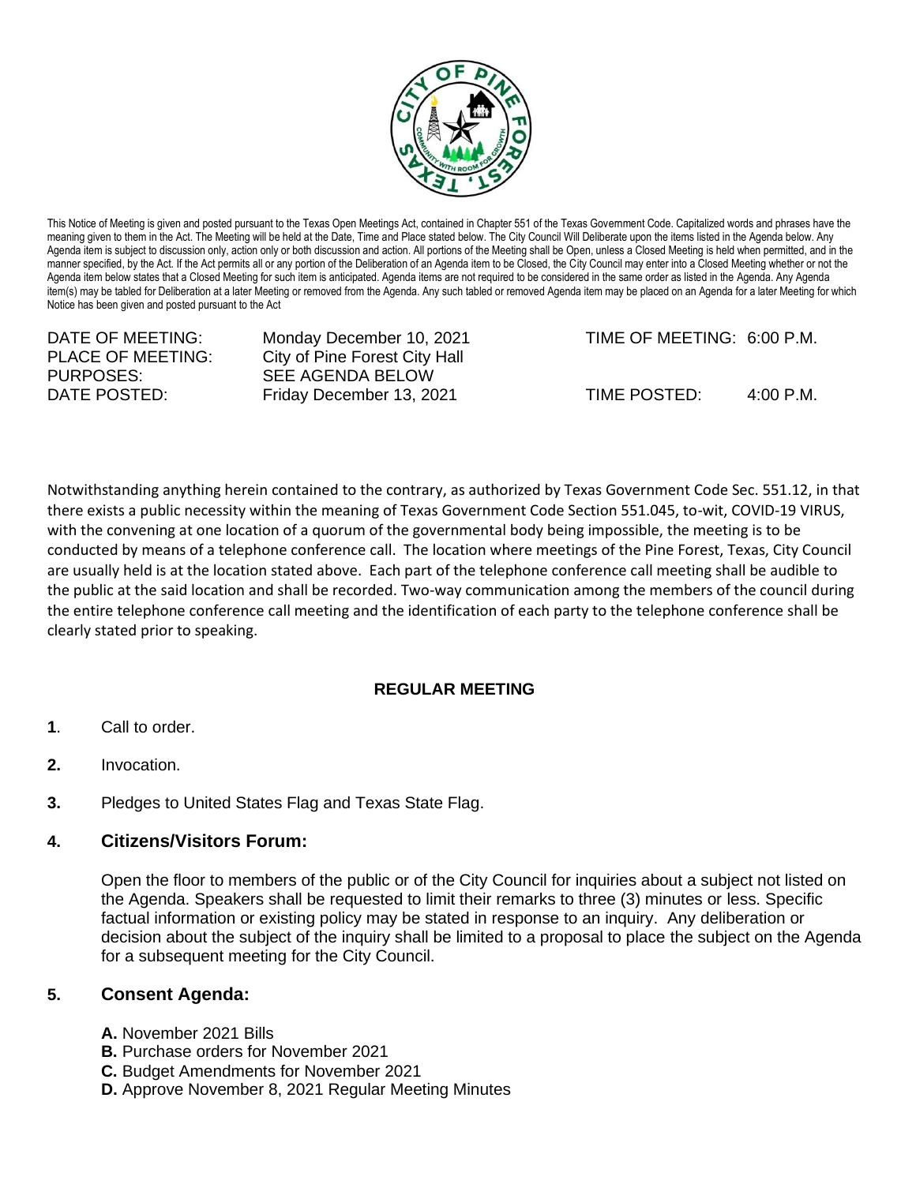This Notice of Meeting is given and posted pursuant to the Texas Open Meetings Act, contained in Chapter 551 of the Texas Government Code. Capitalized words and phrases have the meaning given to them in the Act. The Meeting will be held at the Date, Time and Place stated below. The City Council Will Deliberate upon the items listed in the Agenda below. Any Agenda item is subject to discussion only, action only or both discussion and action. All portions of the Meeting shall be Open, unless a Closed Meeting is held when permitted, and in the manner specified, by the Act. If the Act permits all or any portion of the Deliberation of an Agenda item to be Closed, the City Council may enter into a Closed Meeting whether or not the Agenda item below states that a Closed Meeting for such item is anticipated. Agenda items are not required to be considered in the same order as listed in the Agenda. Any Agenda item(s) may be tabled for Deliberation at a later Meeting or removed from the Agenda. Any such tabled or removed Agenda item may be placed on an Agenda for a later Meeting for which Notice has been given and posted pursuant to the Act

| | | | |
|---|---|---|---|
| DATE OF MEETING: | Monday December 10, 2021 | TIME OF MEETING: | 6:00 P.M. |
| PLACE OF MEETING: | City of Pine Forest City Hall | | |
| PURPOSES: | SEE AGENDA BELOW | | |
| DATE POSTED: | Friday December 13, 2021 | TIME POSTED: | 4:00 P.M. |

Notwithstanding anything herein contained to the contrary, as authorized by Texas Government Code Sec. 551.12, in that there exists a public necessity within the meaning of Texas Government Code Section 551.045, to-wit, COVID-19 VIRUS, with the convening at one location of a quorum of the governmental body being impossible, the meeting is to be conducted by means of a telephone conference call. The location where meetings of the Pine Forest, Texas, City Council are usually held is at the location stated above. Each part of the telephone conference call meeting shall be audible to the public at the said location and shall be recorded. Two-way communication among the members of the council during the entire telephone conference call meeting and the identification of each party to the telephone conference shall be clearly stated prior to speaking.

## REGULAR MEETING

**1**. Call to order.

**2.** Invocation.

**3.** Pledges to United States Flag and Texas State Flag.

### 4. Citizens/Visitors Forum:

Open the floor to members of the public or of the City Council for inquiries about a subject not listed on the Agenda. Speakers shall be requested to limit their remarks to three (3) minutes or less. Specific factual information or existing policy may be stated in response to an inquiry. Any deliberation or decision about the subject of the inquiry shall be limited to a proposal to place the subject on the Agenda for a subsequent meeting for the City Council.

### 5. Consent Agenda:

**A.** November 2021 Bills
**B.** Purchase orders for November 2021
**C.** Budget Amendments for November 2021
**D.** Approve November 8, 2021 Regular Meeting Minutes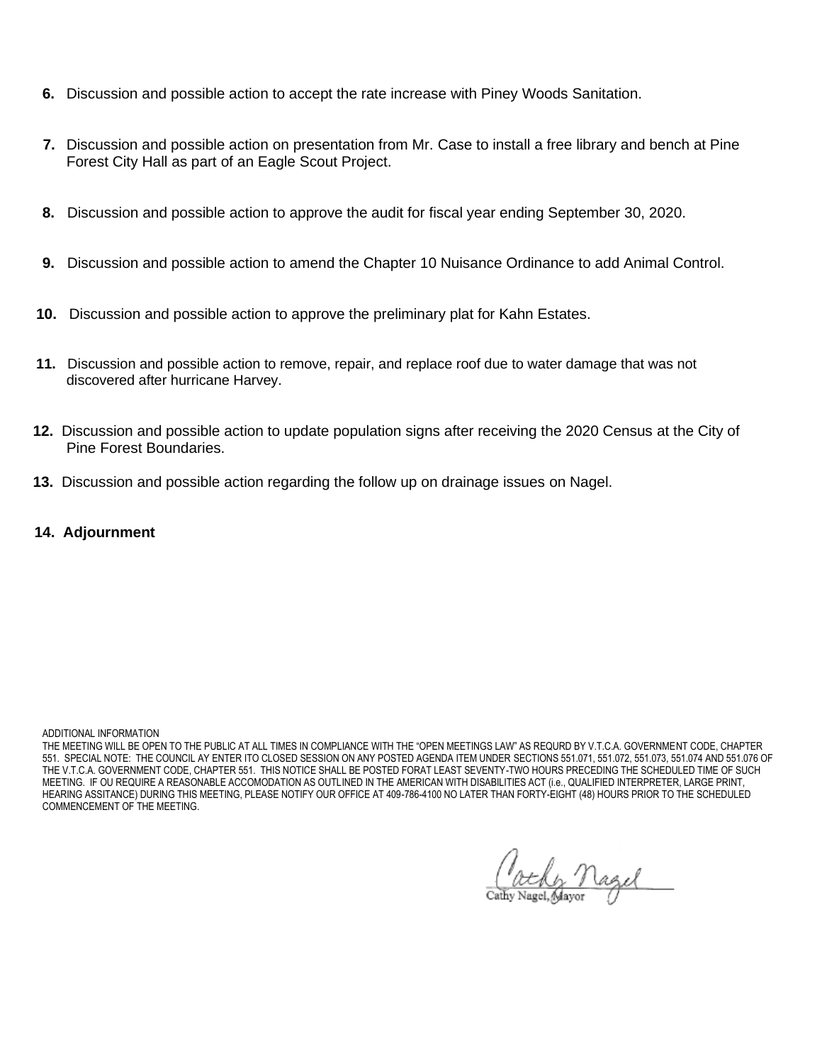6. Discussion and possible action to accept the rate increase with Piney Woods Sanitation.

7. Discussion and possible action on presentation from Mr. Case to install a free library and bench at Pine Forest City Hall as part of an Eagle Scout Project.

8. Discussion and possible action to approve the audit for fiscal year ending September 30, 2020.

9. Discussion and possible action to amend the Chapter 10 Nuisance Ordinance to add Animal Control.

10. Discussion and possible action to approve the preliminary plat for Kahn Estates.

11. Discussion and possible action to remove, repair, and replace roof due to water damage that was not discovered after hurricane Harvey.

12. Discussion and possible action to update population signs after receiving the 2020 Census at the City of Pine Forest Boundaries.

13. Discussion and possible action regarding the follow up on drainage issues on Nagel.

**14. Adjournment**

ADDITIONAL INFORMATION
THE MEETING WILL BE OPEN TO THE PUBLIC AT ALL TIMES IN COMPLIANCE WITH THE "OPEN MEETINGS LAW" AS REQURD BY V.T.C.A. GOVERNMENT CODE, CHAPTER 551. SPECIAL NOTE: THE COUNCIL AY ENTER ITO CLOSED SESSION ON ANY POSTED AGENDA ITEM UNDER SECTIONS 551.071, 551.072, 551.073, 551.074 AND 551.076 OF THE V.T.C.A. GOVERNMENT CODE, CHAPTER 551. THIS NOTICE SHALL BE POSTED FORAT LEAST SEVENTY-TWO HOURS PRECEDING THE SCHEDULED TIME OF SUCH MEETING. IF OU REQUIRE A REASONABLE ACCOMODATION AS OUTLINED IN THE AMERICAN WITH DISABILITIES ACT (i.e., QUALIFIED INTERPRETER, LARGE PRINT, HEARING ASSITANCE) DURING THIS MEETING, PLEASE NOTIFY OUR OFFICE AT 409-786-4100 NO LATER THAN FORTY-EIGHT (48) HOURS PRIOR TO THE SCHEDULED COMMENCEMENT OF THE MEETING.

Cathy Nagel
Cathy Nagel, Mayor